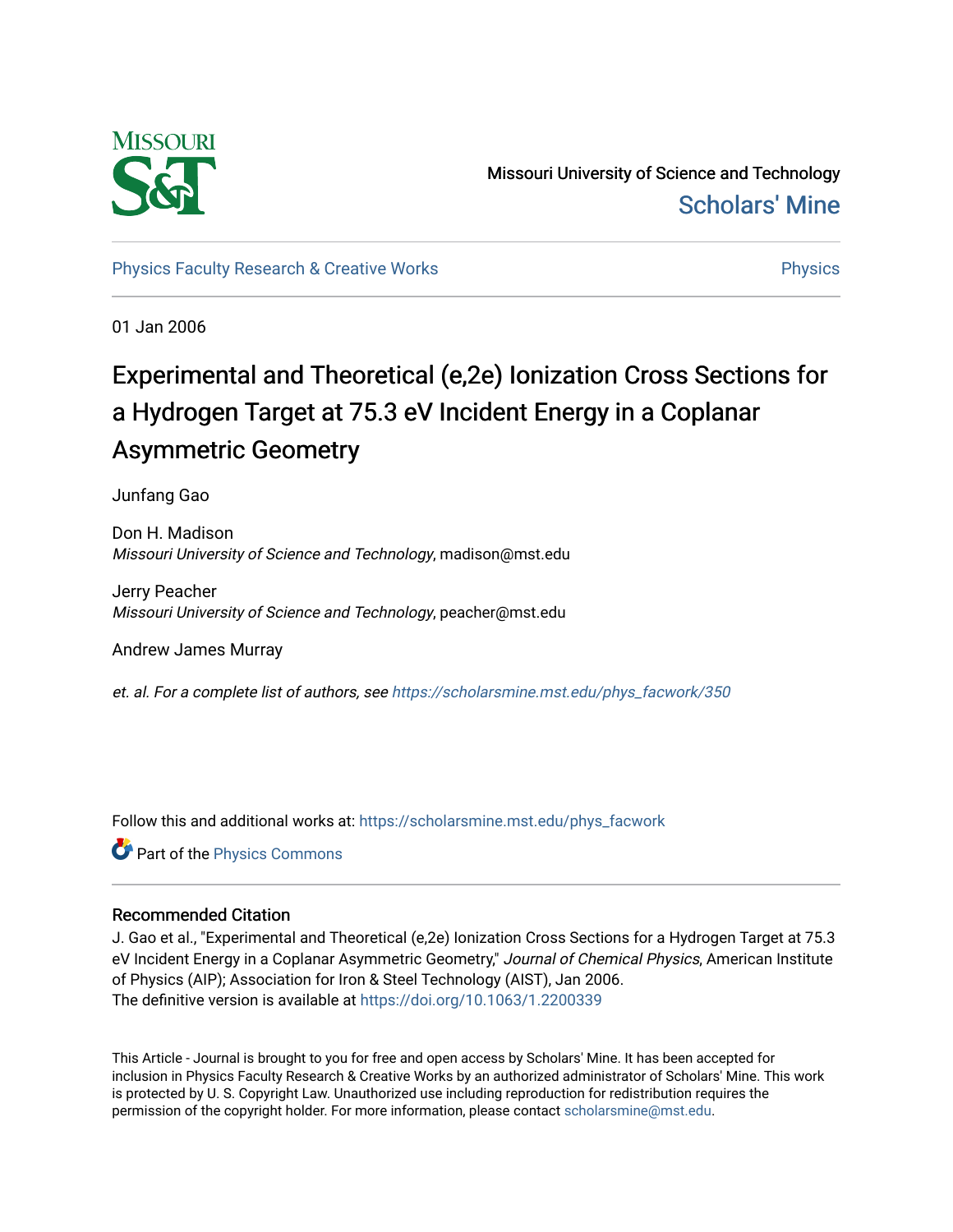Missouri University of Science and Technology

Scholars' Mine

Physics Faculty Research & Creative Works

Physics

01 Jan 2006

# Experimental and Theoretical (e,2e) Ionization Cross Sections for a Hydrogen Target at 75.3 eV Incident Energy in a Coplanar Asymmetric Geometry

Junfang Gao

Don H. Madison
*Missouri University of Science and Technology*, madison@mst.edu

Jerry Peacher
*Missouri University of Science and Technology*, peacher@mst.edu

Andrew James Murray

*et. al. For a complete list of authors, see* https://scholarsmine.mst.edu/phys_facwork/350

Follow this and additional works at: https://scholarsmine.mst.edu/phys_facwork

Part of the Physics Commons

## Recommended Citation

J. Gao et al., "Experimental and Theoretical (e,2e) Ionization Cross Sections for a Hydrogen Target at 75.3 eV Incident Energy in a Coplanar Asymmetric Geometry," *Journal of Chemical Physics*, American Institute of Physics (AIP); Association for Iron & Steel Technology (AIST), Jan 2006.
The definitive version is available at https://doi.org/10.1063/1.2200339

This Article - Journal is brought to you for free and open access by Scholars' Mine. It has been accepted for inclusion in Physics Faculty Research & Creative Works by an authorized administrator of Scholars' Mine. This work is protected by U. S. Copyright Law. Unauthorized use including reproduction for redistribution requires the permission of the copyright holder. For more information, please contact scholarsmine@mst.edu.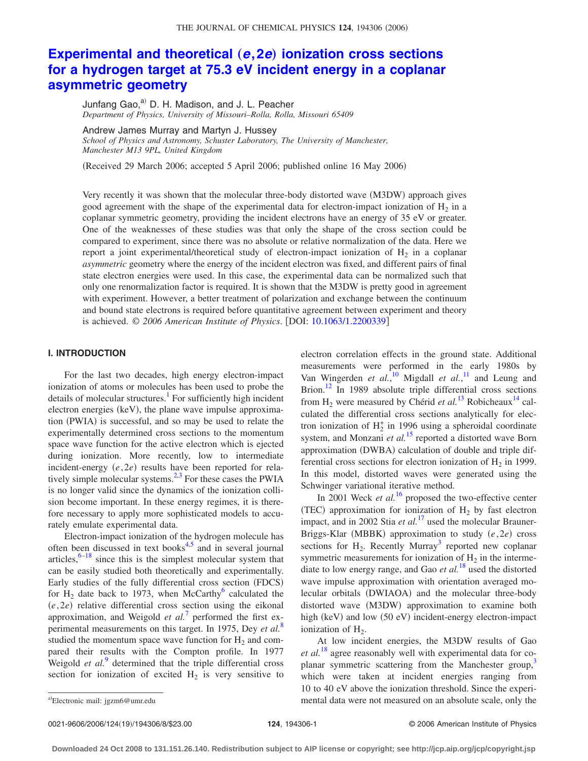# Experimental and theoretical (*e*,2*e*) ionization cross sections for a hydrogen target at 75.3 eV incident energy in a coplanar asymmetric geometry

Junfang Gao,[a] D. H. Madison, and J. L. Peacher
*Department of Physics, University of Missouri–Rolla, Rolla, Missouri 65409*

Andrew James Murray and Martyn J. Hussey
*School of Physics and Astronomy, Schuster Laboratory, The University of Manchester, Manchester M13 9PL, United Kingdom*

(Received 29 March 2006; accepted 5 April 2006; published online 16 May 2006)

Very recently it was shown that the molecular three-body distorted wave (M3DW) approach gives good agreement with the shape of the experimental data for electron-impact ionization of $H_2$ in a coplanar symmetric geometry, providing the incident electrons have an energy of 35 eV or greater. One of the weaknesses of these studies was that only the shape of the cross section could be compared to experiment, since there was no absolute or relative normalization of the data. Here we report a joint experimental/theoretical study of electron-impact ionization of $H_2$ in a coplanar *asymmetric* geometry where the energy of the incident electron was fixed, and different pairs of final state electron energies were used. In this case, the experimental data can be normalized such that only one renormalization factor is required. It is shown that the M3DW is pretty good in agreement with experiment. However, a better treatment of polarization and exchange between the continuum and bound state electrons is required before quantitative agreement between experiment and theory is achieved. © *2006 American Institute of Physics*. [DOI: 10.1063/1.2200339]

## I. INTRODUCTION

For the last two decades, high energy electron-impact ionization of atoms or molecules has been used to probe the details of molecular structures.[1] For sufficiently high incident electron energies (keV), the plane wave impulse approximation (PWIA) is successful, and so may be used to relate the experimentally determined cross sections to the momentum space wave function for the active electron which is ejected during ionization. More recently, low to intermediate incident-energy $(e,2e)$ results have been reported for relatively simple molecular systems.[2,3] For these cases the PWIA is no longer valid since the dynamics of the ionization collision become important. In these energy regimes, it is therefore necessary to apply more sophisticated models to accurately emulate experimental data.

Electron-impact ionization of the hydrogen molecule has often been discussed in text books[4,5] and in several journal articles,[6–18] since this is the simplest molecular system that can be easily studied both theoretically and experimentally. Early studies of the fully differential cross section (FDCS) for $H_2$ date back to 1973, when McCarthy[6] calculated the $(e,2e)$ relative differential cross section using the eikonal approximation, and Weigold *et al.*[7] performed the first experimental measurements on this target. In 1975, Dey *et al.*[8] studied the momentum space wave function for $H_2$ and compared their results with the Compton profile. In 1977 Weigold *et al.*[9] determined that the triple differential cross section for ionization of excited $H_2$ is very sensitive to electron correlation effects in the ground state. Additional measurements were performed in the early 1980s by Van Wingerden *et al.*,[10] Migdall *et al.*,[11] and Leung and Brion.[12] In 1989 absolute triple differential cross sections from $H_2$ were measured by Chérid *et al.*[13] Robicheaux[14] calculated the differential cross sections analytically for electron ionization of $H_2^+$ in 1996 using a spheroidal coordinate system, and Monzani *et al.*[15] reported a distorted wave Born approximation (DWBA) calculation of double and triple differential cross sections for electron ionization of $H_2$ in 1999. In this model, distorted waves were generated using the Schwinger variational iterative method.

In 2001 Weck *et al.*[16] proposed the two-effective center (TEC) approximation for ionization of $H_2$ by fast electron impact, and in 2002 Stia *et al.*[17] used the molecular Brauner-Briggs-Klar (MBBK) approximation to study $(e,2e)$ cross sections for $H_2$. Recently Murray[3] reported new coplanar symmetric measurements for ionization of $H_2$ in the intermediate to low energy range, and Gao *et al.*[18] used the distorted wave impulse approximation with orientation averaged molecular orbitals (DWIAOA) and the molecular three-body distorted wave (M3DW) approximation to examine both high (keV) and low (50 eV) incident-energy electron-impact ionization of $H_2$.

At low incident energies, the M3DW results of Gao *et al.*[18] agree reasonably well with experimental data for coplanar symmetric scattering from the Manchester group,[3] which were taken at incident energies ranging from 10 to 40 eV above the ionization threshold. Since the experimental data were not measured on an absolute scale, only the

[a]Electronic mail: jgzm6@umr.edu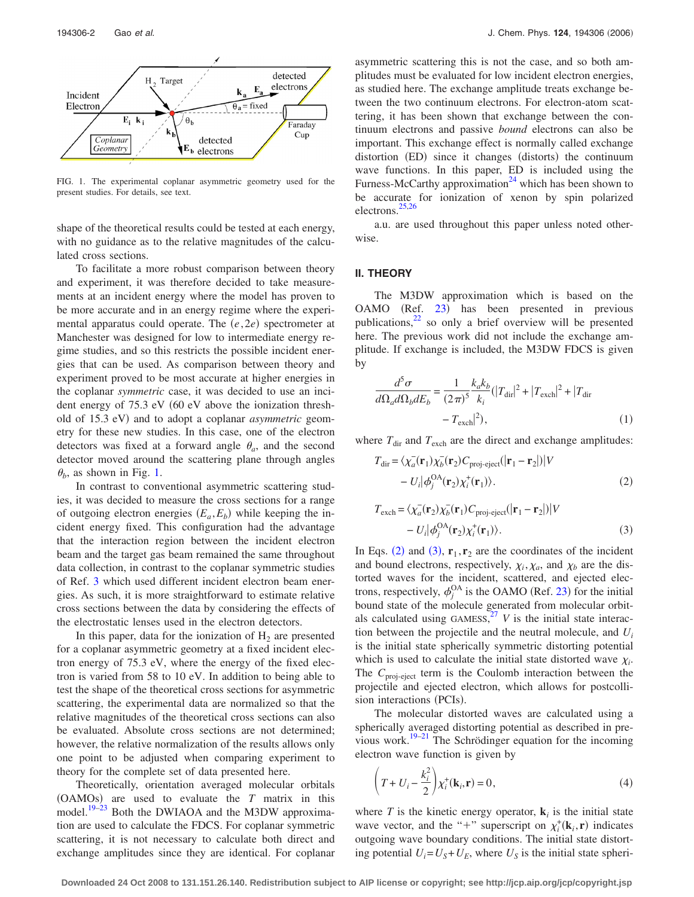FIG. 1. The experimental coplanar asymmetric geometry used for the present studies. For details, see text.

shape of the theoretical results could be tested at each energy, with no guidance as to the relative magnitudes of the calculated cross sections.

To facilitate a more robust comparison between theory and experiment, it was therefore decided to take measurements at an incident energy where the model has proven to be more accurate and in an energy regime where the experimental apparatus could operate. The $(e,2e)$ spectrometer at Manchester was designed for low to intermediate energy regime studies, and so this restricts the possible incident energies that can be used. As comparison between theory and experiment proved to be most accurate at higher energies in the coplanar *symmetric* case, it was decided to use an incident energy of 75.3 eV (60 eV above the ionization threshold of 15.3 eV) and to adopt a coplanar *asymmetric* geometry for these new studies. In this case, one of the electron detectors was fixed at a forward angle $\theta_a$, and the second detector moved around the scattering plane through angles $\theta_b$, as shown in Fig. 1.

In contrast to conventional asymmetric scattering studies, it was decided to measure the cross sections for a range of outgoing electron energies $(E_a, E_b)$ while keeping the incident energy fixed. This configuration had the advantage that the interaction region between the incident electron beam and the target gas beam remained the same throughout data collection, in contrast to the coplanar symmetric studies of Ref. 3 which used different incident electron beam energies. As such, it is more straightforward to estimate relative cross sections between the data by considering the effects of the electrostatic lenses used in the electron detectors.

In this paper, data for the ionization of $H_2$ are presented for a coplanar asymmetric geometry at a fixed incident electron energy of 75.3 eV, where the energy of the fixed electron is varied from 58 to 10 eV. In addition to being able to test the shape of the theoretical cross sections for asymmetric scattering, the experimental data are normalized so that the relative magnitudes of the theoretical cross sections can also be evaluated. Absolute cross sections are not determined; however, the relative normalization of the results allows only one point to be adjusted when comparing experiment to theory for the complete set of data presented here.

Theoretically, orientation averaged molecular orbitals (OAMOs) are used to evaluate the $T$ matrix in this model.[19–23] Both the DWIAOA and the M3DW approximation are used to calculate the FDCS. For coplanar symmetric scattering, it is not necessary to calculate both direct and exchange amplitudes since they are identical. For coplanar asymmetric scattering this is not the case, and so both amplitudes must be evaluated for low incident electron energies, as studied here. The exchange amplitude treats exchange between the two continuum electrons. For electron-atom scattering, it has been shown that exchange between the continuum electrons and passive *bound* electrons can also be important. This exchange effect is normally called exchange distortion (ED) since it changes (distorts) the continuum wave functions. In this paper, ED is included using the Furness-McCarthy approximation[24] which has been shown to be accurate for ionization of xenon by spin polarized electrons.[25,26]

a.u. are used throughout this paper unless noted otherwise.

## II. THEORY

The M3DW approximation which is based on the OAMO (Ref. 23) has been presented in previous publications,[22] so only a brief overview will be presented here. The previous work did not include the exchange amplitude. If exchange is included, the M3DW FDCS is given by

$$\frac{d^5\sigma}{d\Omega_a d\Omega_b dE_b} = \frac{1}{(2\pi)^5}\frac{k_a k_b}{k_i}(|T_{\text{dir}}|^2 + |T_{\text{exch}}|^2 + |T_{\text{dir}} - T_{\text{exch}}|^2), \tag{1}$$

where $T_{\text{dir}}$ and $T_{\text{exch}}$ are the direct and exchange amplitudes:

$$T_{\text{dir}} = \langle \chi_a^-(\mathbf{r}_1)\chi_b^-(\mathbf{r}_2)C_{\text{proj-eject}}(|\mathbf{r}_1 - \mathbf{r}_2|)|V - U_i|\phi_j^{\text{OA}}(\mathbf{r}_2)\chi_i^+(\mathbf{r}_1)\rangle. \tag{2}$$

$$T_{\text{exch}} = \langle \chi_a^-(\mathbf{r}_2)\chi_b^-(\mathbf{r}_1)C_{\text{proj-eject}}(|\mathbf{r}_1 - \mathbf{r}_2|)|V - U_i|\phi_j^{\text{OA}}(\mathbf{r}_2)\chi_i^+(\mathbf{r}_1)\rangle. \tag{3}$$

In Eqs. (2) and (3), $\mathbf{r}_1, \mathbf{r}_2$ are the coordinates of the incident and bound electrons, respectively, $\chi_i, \chi_a$, and $\chi_b$ are the distorted waves for the incident, scattered, and ejected electrons, respectively, $\phi_j^{\text{OA}}$ is the OAMO (Ref. 23) for the initial bound state of the molecule generated from molecular orbitals calculated using GAMESS,[27] $V$ is the initial state interaction between the projectile and the neutral molecule, and $U_i$ is the initial state spherically symmetric distorting potential which is used to calculate the initial state distorted wave $\chi_i$. The $C_{\text{proj-eject}}$ term is the Coulomb interaction between the projectile and ejected electron, which allows for postcollision interactions (PCIs).

The molecular distorted waves are calculated using a spherically averaged distorting potential as described in previous work.[19–21] The Schrödinger equation for the incoming electron wave function is given by

$$\left(T + U_i - \frac{k_i^2}{2}\right)\chi_i^+(\mathbf{k}_i, \mathbf{r}) = 0, \tag{4}$$

where $T$ is the kinetic energy operator, $\mathbf{k}_i$ is the initial state wave vector, and the "+" superscript on $\chi_i^+(\mathbf{k}_i, \mathbf{r})$ indicates outgoing wave boundary conditions. The initial state distorting potential $U_i = U_S + U_E$, where $U_S$ is the initial state spheri-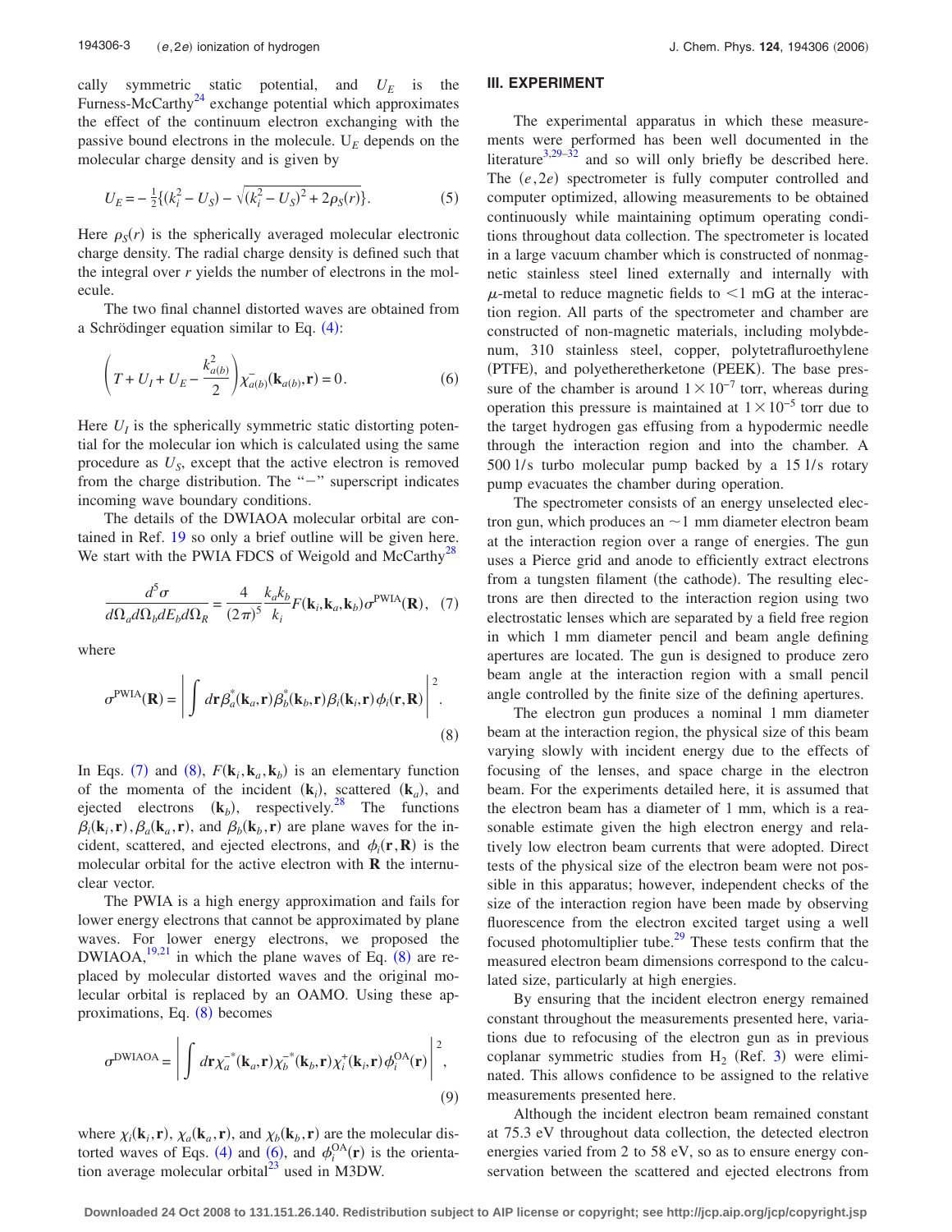cally symmetric static potential, and $U_E$ is the Furness-McCarthy[24] exchange potential which approximates the effect of the continuum electron exchanging with the passive bound electrons in the molecule. $U_E$ depends on the molecular charge density and is given by

$$U_E = -\frac{1}{2}\{(k_i^2 - U_S) - \sqrt{(k_i^2 - U_S)^2 + 2\rho_S(r)}\}. \tag{5}$$

Here $\rho_S(r)$ is the spherically averaged molecular electronic charge density. The radial charge density is defined such that the integral over $r$ yields the number of electrons in the molecule.

The two final channel distorted waves are obtained from a Schrödinger equation similar to Eq. (4):

$$\left(T + U_I + U_E - \frac{k_{a(b)}^2}{2}\right)\chi_{a(b)}^-(\mathbf{k}_{a(b)}, \mathbf{r}) = 0. \tag{6}$$

Here $U_I$ is the spherically symmetric static distorting potential for the molecular ion which is calculated using the same procedure as $U_S$, except that the active electron is removed from the charge distribution. The "$-$" superscript indicates incoming wave boundary conditions.

The details of the DWIAOA molecular orbital are contained in Ref. 19 so only a brief outline will be given here. We start with the PWIA FDCS of Weigold and McCarthy[28]

$$\frac{d^5\sigma}{d\Omega_a d\Omega_b dE_b d\Omega_R} = \frac{4}{(2\pi)^5}\frac{k_a k_b}{k_i}F(\mathbf{k}_i, \mathbf{k}_a, \mathbf{k}_b)\sigma^{\mathrm{PWIA}}(\mathbf{R}), \tag{7}$$

where

$$\sigma^{\mathrm{PWIA}}(\mathbf{R}) = \left|\int d\mathbf{r}\, \beta_a^*(\mathbf{k}_a, \mathbf{r})\beta_b^*(\mathbf{k}_b, \mathbf{r})\beta_i(\mathbf{k}_i, \mathbf{r})\phi_i(\mathbf{r}, \mathbf{R})\right|^2. \tag{8}$$

In Eqs. (7) and (8), $F(\mathbf{k}_i, \mathbf{k}_a, \mathbf{k}_b)$ is an elementary function of the momenta of the incident ($\mathbf{k}_i$), scattered ($\mathbf{k}_a$), and ejected electrons ($\mathbf{k}_b$), respectively.[28] The functions $\beta_i(\mathbf{k}_i, \mathbf{r}), \beta_a(\mathbf{k}_a, \mathbf{r})$, and $\beta_b(\mathbf{k}_b, \mathbf{r})$ are plane waves for the incident, scattered, and ejected electrons, and $\phi_i(\mathbf{r}, \mathbf{R})$ is the molecular orbital for the active electron with $\mathbf{R}$ the internuclear vector.

The PWIA is a high energy approximation and fails for lower energy electrons that cannot be approximated by plane waves. For lower energy electrons, we proposed the DWIAOA,[19,21] in which the plane waves of Eq. (8) are replaced by molecular distorted waves and the original molecular orbital is replaced by an OAMO. Using these approximations, Eq. (8) becomes

$$\sigma^{\mathrm{DWIAOA}} = \left|\int d\mathbf{r}\, \chi_a^{-*}(\mathbf{k}_a, \mathbf{r})\chi_b^{-*}(\mathbf{k}_b, \mathbf{r})\chi_i^+(\mathbf{k}_i, \mathbf{r})\phi_i^{\mathrm{OA}}(\mathbf{r})\right|^2, \tag{9}$$

where $\chi_i(\mathbf{k}_i, \mathbf{r})$, $\chi_a(\mathbf{k}_a, \mathbf{r})$, and $\chi_b(\mathbf{k}_b, \mathbf{r})$ are the molecular distorted waves of Eqs. (4) and (6), and $\phi_i^{\mathrm{OA}}(\mathbf{r})$ is the orientation average molecular orbital[23] used in M3DW.

## III. EXPERIMENT

The experimental apparatus in which these measurements were performed has been well documented in the literature[3,29–32] and so will only briefly be described here. The $(e,2e)$ spectrometer is fully computer controlled and computer optimized, allowing measurements to be obtained continuously while maintaining optimum operating conditions throughout data collection. The spectrometer is located in a large vacuum chamber which is constructed of nonmagnetic stainless steel lined externally and internally with $\mu$-metal to reduce magnetic fields to $<1$ mG at the interaction region. All parts of the spectrometer and chamber are constructed of non-magnetic materials, including molybdenum, 310 stainless steel, copper, polytetrafluroethylene (PTFE), and polyetheretherketone (PEEK). The base pressure of the chamber is around $1\times10^{-7}$ torr, whereas during operation this pressure is maintained at $1\times10^{-5}$ torr due to the target hydrogen gas effusing from a hypodermic needle through the interaction region and into the chamber. A 500 l/s turbo molecular pump backed by a 15 l/s rotary pump evacuates the chamber during operation.

The spectrometer consists of an energy unselected electron gun, which produces an $\sim$1 mm diameter electron beam at the interaction region over a range of energies. The gun uses a Pierce grid and anode to efficiently extract electrons from a tungsten filament (the cathode). The resulting electrons are then directed to the interaction region using two electrostatic lenses which are separated by a field free region in which 1 mm diameter pencil and beam angle defining apertures are located. The gun is designed to produce zero beam angle at the interaction region with a small pencil angle controlled by the finite size of the defining apertures.

The electron gun produces a nominal 1 mm diameter beam at the interaction region, the physical size of this beam varying slowly with incident energy due to the effects of focusing of the lenses, and space charge in the electron beam. For the experiments detailed here, it is assumed that the electron beam has a diameter of 1 mm, which is a reasonable estimate given the high electron energy and relatively low electron beam currents that were adopted. Direct tests of the physical size of the electron beam were not possible in this apparatus; however, independent checks of the size of the interaction region have been made by observing fluorescence from the electron excited target using a well focused photomultiplier tube.[29] These tests confirm that the measured electron beam dimensions correspond to the calculated size, particularly at high energies.

By ensuring that the incident electron energy remained constant throughout the measurements presented here, variations due to refocusing of the electron gun as in previous coplanar symmetric studies from $H_2$ (Ref. 3) were eliminated. This allows confidence to be assigned to the relative measurements presented here.

Although the incident electron beam remained constant at 75.3 eV throughout data collection, the detected electron energies varied from 2 to 58 eV, so as to ensure energy conservation between the scattered and ejected electrons from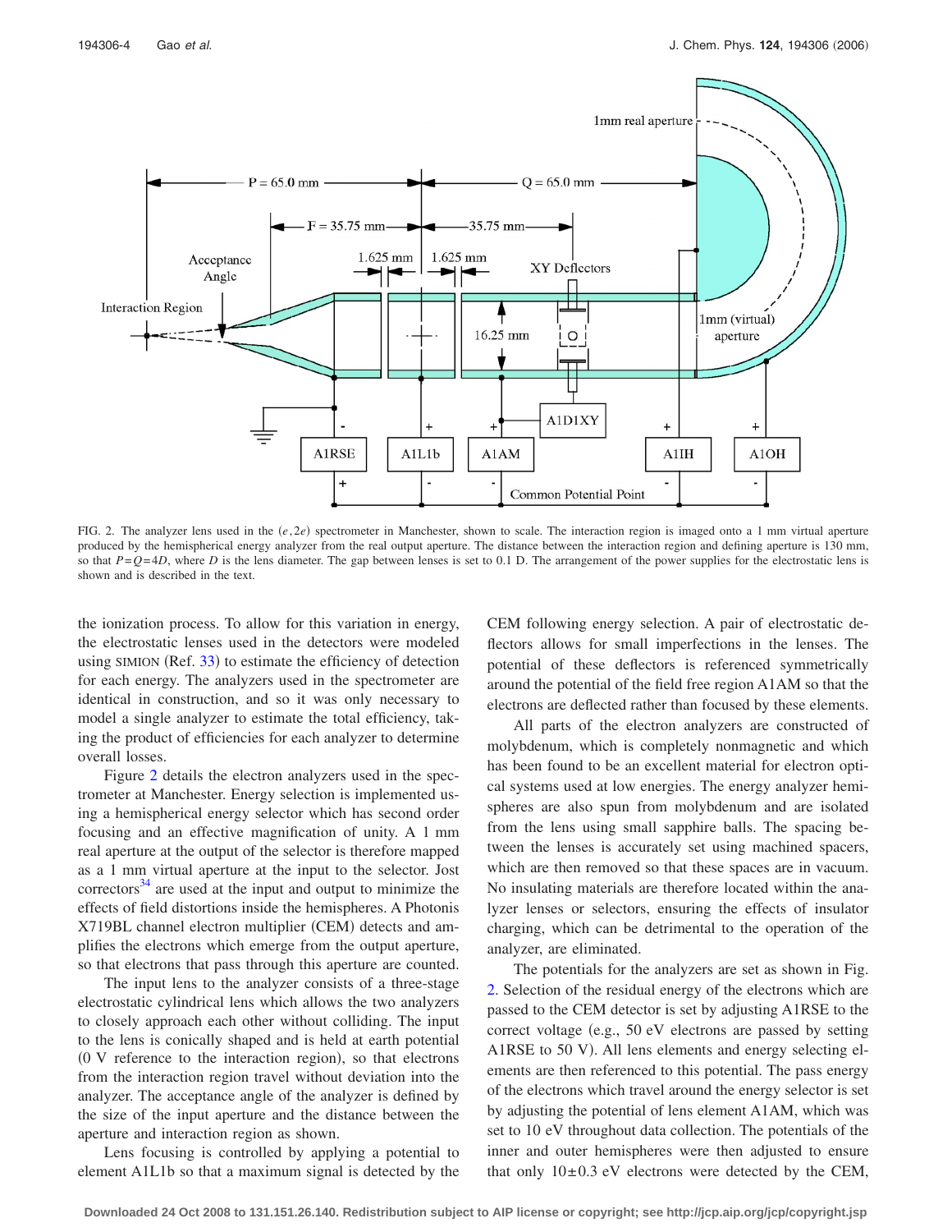FIG. 2. The analyzer lens used in the $(e,2e)$ spectrometer in Manchester, shown to scale. The interaction region is imaged onto a 1 mm virtual aperture produced by the hemispherical energy analyzer from the real output aperture. The distance between the interaction region and defining aperture is 130 mm, so that $P=Q=4D$, where $D$ is the lens diameter. The gap between lenses is set to 0.1 D. The arrangement of the power supplies for the electrostatic lens is shown and is described in the text.

the ionization process. To allow for this variation in energy, the electrostatic lenses used in the detectors were modeled using SIMION (Ref. 33) to estimate the efficiency of detection for each energy. The analyzers used in the spectrometer are identical in construction, and so it was only necessary to model a single analyzer to estimate the total efficiency, taking the product of efficiencies for each analyzer to determine overall losses.

Figure 2 details the electron analyzers used in the spectrometer at Manchester. Energy selection is implemented using a hemispherical energy selector which has second order focusing and an effective magnification of unity. A 1 mm real aperture at the output of the selector is therefore mapped as a 1 mm virtual aperture at the input to the selector. Jost correctors[34] are used at the input and output to minimize the effects of field distortions inside the hemispheres. A Photonis X719BL channel electron multiplier (CEM) detects and amplifies the electrons which emerge from the output aperture, so that electrons that pass through this aperture are counted.

The input lens to the analyzer consists of a three-stage electrostatic cylindrical lens which allows the two analyzers to closely approach each other without colliding. The input to the lens is conically shaped and is held at earth potential (0 V reference to the interaction region), so that electrons from the interaction region travel without deviation into the analyzer. The acceptance angle of the analyzer is defined by the size of the input aperture and the distance between the aperture and interaction region as shown.

Lens focusing is controlled by applying a potential to element A1L1b so that a maximum signal is detected by the CEM following energy selection. A pair of electrostatic deflectors allows for small imperfections in the lenses. The potential of these deflectors is referenced symmetrically around the potential of the field free region A1AM so that the electrons are deflected rather than focused by these elements.

All parts of the electron analyzers are constructed of molybdenum, which is completely nonmagnetic and which has been found to be an excellent material for electron optical systems used at low energies. The energy analyzer hemispheres are also spun from molybdenum and are isolated from the lens using small sapphire balls. The spacing between the lenses is accurately set using machined spacers, which are then removed so that these spaces are in vacuum. No insulating materials are therefore located within the analyzer lenses or selectors, ensuring the effects of insulator charging, which can be detrimental to the operation of the analyzer, are eliminated.

The potentials for the analyzers are set as shown in Fig. 2. Selection of the residual energy of the electrons which are passed to the CEM detector is set by adjusting A1RSE to the correct voltage (e.g., 50 eV electrons are passed by setting A1RSE to 50 V). All lens elements and energy selecting elements are then referenced to this potential. The pass energy of the electrons which travel around the energy selector is set by adjusting the potential of lens element A1AM, which was set to 10 eV throughout data collection. The potentials of the inner and outer hemispheres were then adjusted to ensure that only $10 \pm 0.3$ eV electrons were detected by the CEM,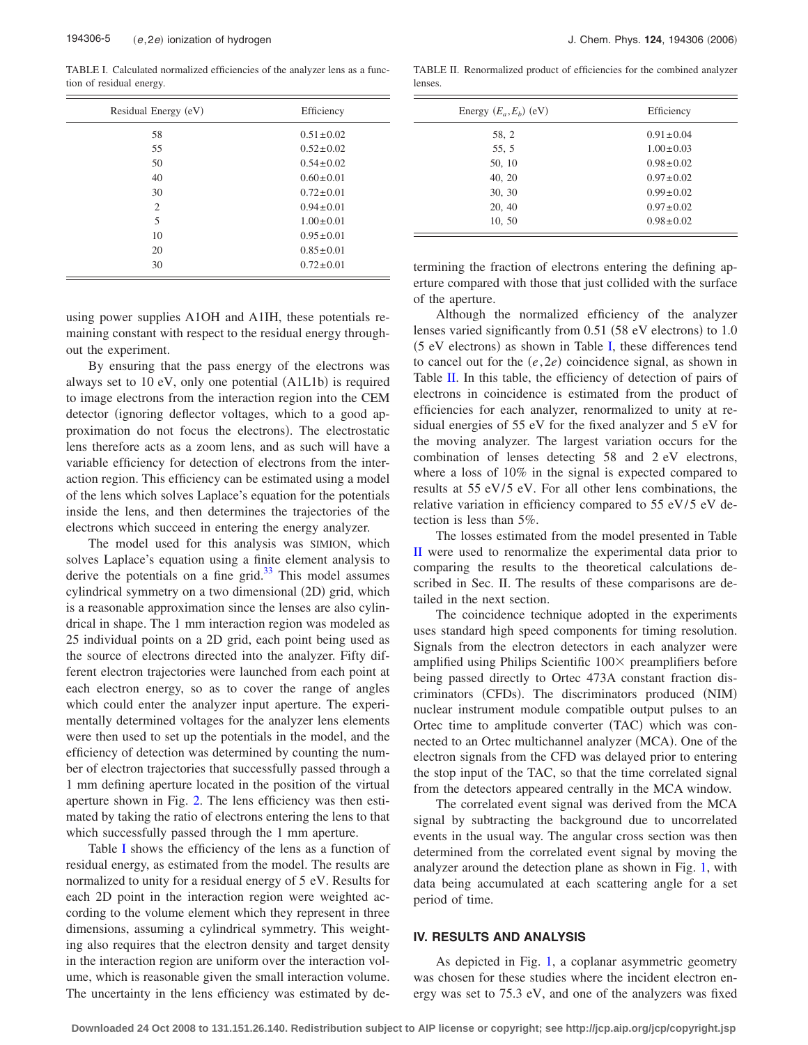TABLE I. Calculated normalized efficiencies of the analyzer lens as a function of residual energy.

| Residual Energy (eV) | Efficiency |
|---|---|
| 58 | $0.51 \pm 0.02$ |
| 55 | $0.52 \pm 0.02$ |
| 50 | $0.54 \pm 0.02$ |
| 40 | $0.60 \pm 0.01$ |
| 30 | $0.72 \pm 0.01$ |
| 2 | $0.94 \pm 0.01$ |
| 5 | $1.00 \pm 0.01$ |
| 10 | $0.95 \pm 0.01$ |
| 20 | $0.85 \pm 0.01$ |
| 30 | $0.72 \pm 0.01$ |

using power supplies A1OH and A1IH, these potentials remaining constant with respect to the residual energy throughout the experiment.

By ensuring that the pass energy of the electrons was always set to 10 eV, only one potential (A1L1b) is required to image electrons from the interaction region into the CEM detector (ignoring deflector voltages, which to a good approximation do not focus the electrons). The electrostatic lens therefore acts as a zoom lens, and as such will have a variable efficiency for detection of electrons from the interaction region. This efficiency can be estimated using a model of the lens which solves Laplace's equation for the potentials inside the lens, and then determines the trajectories of the electrons which succeed in entering the energy analyzer.

The model used for this analysis was SIMION, which solves Laplace's equation using a finite element analysis to derive the potentials on a fine grid.[33] This model assumes cylindrical symmetry on a two dimensional (2D) grid, which is a reasonable approximation since the lenses are also cylindrical in shape. The 1 mm interaction region was modeled as 25 individual points on a 2D grid, each point being used as the source of electrons directed into the analyzer. Fifty different electron trajectories were launched from each point at each electron energy, so as to cover the range of angles which could enter the analyzer input aperture. The experimentally determined voltages for the analyzer lens elements were then used to set up the potentials in the model, and the efficiency of detection was determined by counting the number of electron trajectories that successfully passed through a 1 mm defining aperture located in the position of the virtual aperture shown in Fig. 2. The lens efficiency was then estimated by taking the ratio of electrons entering the lens to that which successfully passed through the 1 mm aperture.

Table I shows the efficiency of the lens as a function of residual energy, as estimated from the model. The results are normalized to unity for a residual energy of 5 eV. Results for each 2D point in the interaction region were weighted according to the volume element which they represent in three dimensions, assuming a cylindrical symmetry. This weighting also requires that the electron density and target density in the interaction region are uniform over the interaction volume, which is reasonable given the small interaction volume. The uncertainty in the lens efficiency was estimated by determining the fraction of electrons entering the defining aperture compared with those that just collided with the surface of the aperture.

TABLE II. Renormalized product of efficiencies for the combined analyzer lenses.

| Energy $(E_a, E_b)$ (eV) | Efficiency |
|---|---|
| 58, 2 | $0.91 \pm 0.04$ |
| 55, 5 | $1.00 \pm 0.03$ |
| 50, 10 | $0.98 \pm 0.02$ |
| 40, 20 | $0.97 \pm 0.02$ |
| 30, 30 | $0.99 \pm 0.02$ |
| 20, 40 | $0.97 \pm 0.02$ |
| 10, 50 | $0.98 \pm 0.02$ |

Although the normalized efficiency of the analyzer lenses varied significantly from 0.51 (58 eV electrons) to 1.0 (5 eV electrons) as shown in Table I, these differences tend to cancel out for the $(e,2e)$ coincidence signal, as shown in Table II. In this table, the efficiency of detection of pairs of electrons in coincidence is estimated from the product of efficiencies for each analyzer, renormalized to unity at residual energies of 55 eV for the fixed analyzer and 5 eV for the moving analyzer. The largest variation occurs for the combination of lenses detecting 58 and 2 eV electrons, where a loss of 10% in the signal is expected compared to results at 55 eV/5 eV. For all other lens combinations, the relative variation in efficiency compared to 55 eV/5 eV detection is less than 5%.

The losses estimated from the model presented in Table II were used to renormalize the experimental data prior to comparing the results to the theoretical calculations described in Sec. II. The results of these comparisons are detailed in the next section.

The coincidence technique adopted in the experiments uses standard high speed components for timing resolution. Signals from the electron detectors in each analyzer were amplified using Philips Scientific 100× preamplifiers before being passed directly to Ortec 473A constant fraction discriminators (CFDs). The discriminators produced (NIM) nuclear instrument module compatible output pulses to an Ortec time to amplitude converter (TAC) which was connected to an Ortec multichannel analyzer (MCA). One of the electron signals from the CFD was delayed prior to entering the stop input of the TAC, so that the time correlated signal from the detectors appeared centrally in the MCA window.

The correlated event signal was derived from the MCA signal by subtracting the background due to uncorrelated events in the usual way. The angular cross section was then determined from the correlated event signal by moving the analyzer around the detection plane as shown in Fig. 1, with data being accumulated at each scattering angle for a set period of time.

## IV. RESULTS AND ANALYSIS

As depicted in Fig. 1, a coplanar asymmetric geometry was chosen for these studies where the incident electron energy was set to 75.3 eV, and one of the analyzers was fixed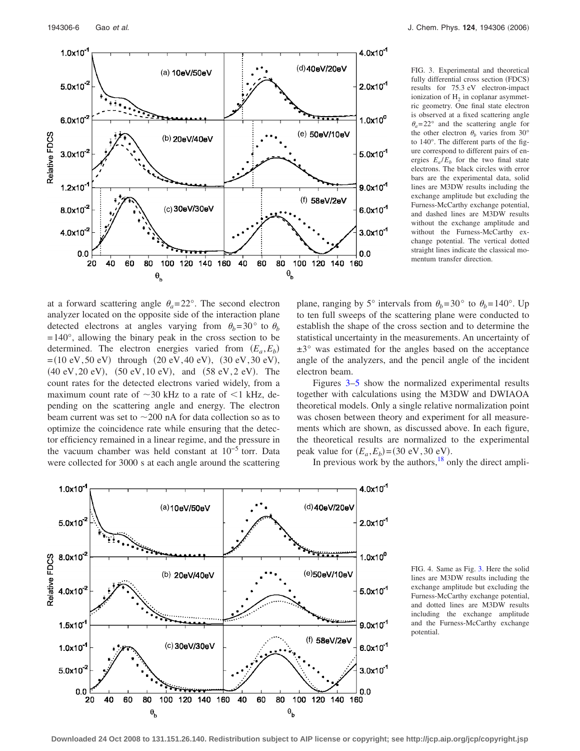FIG. 3. Experimental and theoretical fully differential cross section (FDCS) results for 75.3 eV electron-impact ionization of $H_2$ in coplanar asymmetric geometry. One final state electron is observed at a fixed scattering angle $\theta_a=22°$ and the scattering angle for the other electron $\theta_b$ varies from 30° to 140°. The different parts of the figure correspond to different pairs of energies $E_a/E_b$ for the two final state electrons. The black circles with error bars are the experimental data, solid lines are M3DW results including the exchange amplitude but excluding the Furness-McCarthy exchange potential, and dashed lines are M3DW results without the exchange amplitude and without the Furness-McCarthy exchange potential. The vertical dotted straight lines indicate the classical momentum transfer direction.

at a forward scattering angle $\theta_a=22°$. The second electron analyzer located on the opposite side of the interaction plane detected electrons at angles varying from $\theta_b=30°$ to $\theta_b=140°$, allowing the binary peak in the cross section to be determined. The electron energies varied from $(E_a,E_b)=(10\text{ eV},50\text{ eV})$ through $(20\text{ eV},40\text{ eV})$, $(30\text{ eV},30\text{ eV})$, $(40\text{ eV},20\text{ eV})$, $(50\text{ eV},10\text{ eV})$, and $(58\text{ eV},2\text{ eV})$. The count rates for the detected electrons varied widely, from a maximum count rate of $\sim30$ kHz to a rate of $<1$ kHz, depending on the scattering angle and energy. The electron beam current was set to $\sim200$ nA for data collection so as to optimize the coincidence rate while ensuring that the detector efficiency remained in a linear regime, and the pressure in the vacuum chamber was held constant at $10^{-5}$ torr. Data were collected for 3000 s at each angle around the scattering plane, ranging by 5° intervals from $\theta_b=30°$ to $\theta_b=140°$. Up to ten full sweeps of the scattering plane were conducted to establish the shape of the cross section and to determine the statistical uncertainty in the measurements. An uncertainty of $\pm3°$ was estimated for the angles based on the acceptance angle of the analyzers, and the pencil angle of the incident electron beam.

Figures 3–5 show the normalized experimental results together with calculations using the M3DW and DWIAOA theoretical models. Only a single relative normalization point was chosen between theory and experiment for all measurements which are shown, as discussed above. In each figure, the theoretical results are normalized to the experimental peak value for $(E_a,E_b)=(30\text{ eV},30\text{ eV})$.

In previous work by the authors,[18] only the direct ampli-

FIG. 4. Same as Fig. 3. Here the solid lines are M3DW results including the exchange amplitude but excluding the Furness-McCarthy exchange potential, and dotted lines are M3DW results including the exchange amplitude and the Furness-McCarthy exchange potential.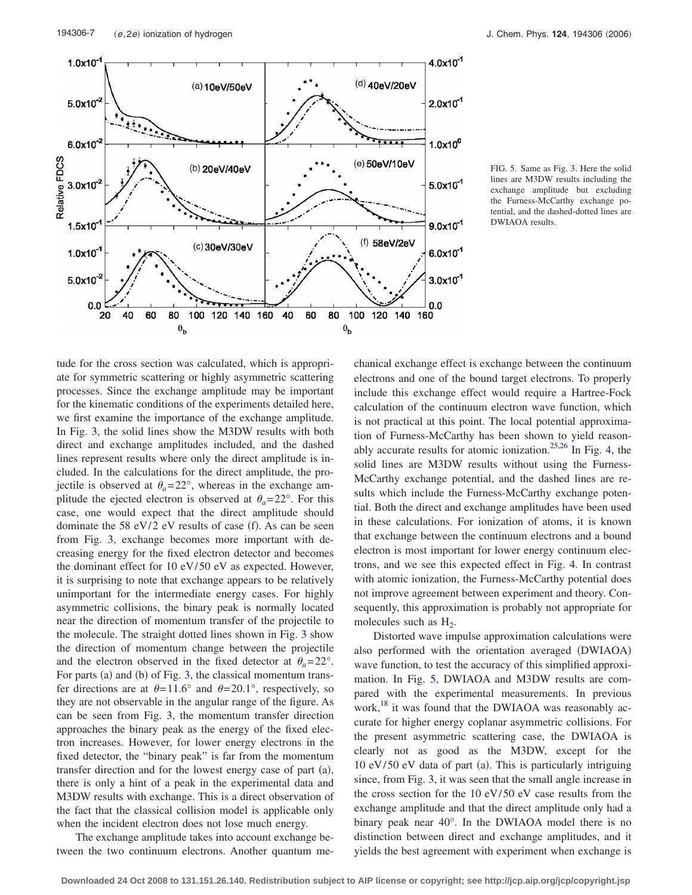FIG. 5. Same as Fig. 3. Here the solid lines are M3DW results including the exchange amplitude but excluding the Furness-McCarthy exchange potential, and the dashed-dotted lines are DWIAOA results.

tude for the cross section was calculated, which is appropriate for symmetric scattering or highly asymmetric scattering processes. Since the exchange amplitude may be important for the kinematic conditions of the experiments detailed here, we first examine the importance of the exchange amplitude. In Fig. 3, the solid lines show the M3DW results with both direct and exchange amplitudes included, and the dashed lines represent results where only the direct amplitude is included. In the calculations for the direct amplitude, the projectile is observed at $\theta_a=22°$, whereas in the exchange amplitude the ejected electron is observed at $\theta_a=22°$. For this case, one would expect that the direct amplitude should dominate the 58 eV/2 eV results of case (f). As can be seen from Fig. 3, exchange becomes more important with decreasing energy for the fixed electron detector and becomes the dominant effect for 10 eV/50 eV as expected. However, it is surprising to note that exchange appears to be relatively unimportant for the intermediate energy cases. For highly asymmetric collisions, the binary peak is normally located near the direction of momentum transfer of the projectile to the molecule. The straight dotted lines shown in Fig. 3 show the direction of momentum change between the projectile and the electron observed in the fixed detector at $\theta_a=22°$. For parts (a) and (b) of Fig. 3, the classical momentum transfer directions are at $\theta=11.6°$ and $\theta=20.1°$, respectively, so they are not observable in the angular range of the figure. As can be seen from Fig. 3, the momentum transfer direction approaches the binary peak as the energy of the fixed electron increases. However, for lower energy electrons in the fixed detector, the "binary peak" is far from the momentum transfer direction and for the lowest energy case of part (a), there is only a hint of a peak in the experimental data and M3DW results with exchange. This is a direct observation of the fact that the classical collision model is applicable only when the incident electron does not lose much energy.

The exchange amplitude takes into account exchange between the two continuum electrons. Another quantum mechanical exchange effect is exchange between the continuum electrons and one of the bound target electrons. To properly include this exchange effect would require a Hartree-Fock calculation of the continuum electron wave function, which is not practical at this point. The local potential approximation of Furness-McCarthy has been shown to yield reasonably accurate results for atomic ionization.[25,26] In Fig. 4, the solid lines are M3DW results without using the Furness-McCarthy exchange potential, and the dashed lines are results which include the Furness-McCarthy exchange potential. Both the direct and exchange amplitudes have been used in these calculations. For ionization of atoms, it is known that exchange between the continuum electrons and a bound electron is most important for lower energy continuum electrons, and we see this expected effect in Fig. 4. In contrast with atomic ionization, the Furness-McCarthy potential does not improve agreement between experiment and theory. Consequently, this approximation is probably not appropriate for molecules such as $H_2$.

Distorted wave impulse approximation calculations were also performed with the orientation averaged (DWIAOA) wave function, to test the accuracy of this simplified approximation. In Fig. 5, DWIAOA and M3DW results are compared with the experimental measurements. In previous work,[18] it was found that the DWIAOA was reasonably accurate for higher energy coplanar asymmetric collisions. For the present asymmetric scattering case, the DWIAOA is clearly not as good as the M3DW, except for the 10 eV/50 eV data of part (a). This is particularly intriguing since, from Fig. 3, it was seen that the small angle increase in the cross section for the 10 eV/50 eV case results from the exchange amplitude and that the direct amplitude only had a binary peak near 40°. In the DWIAOA model there is no distinction between direct and exchange amplitudes, and it yields the best agreement with experiment when exchange is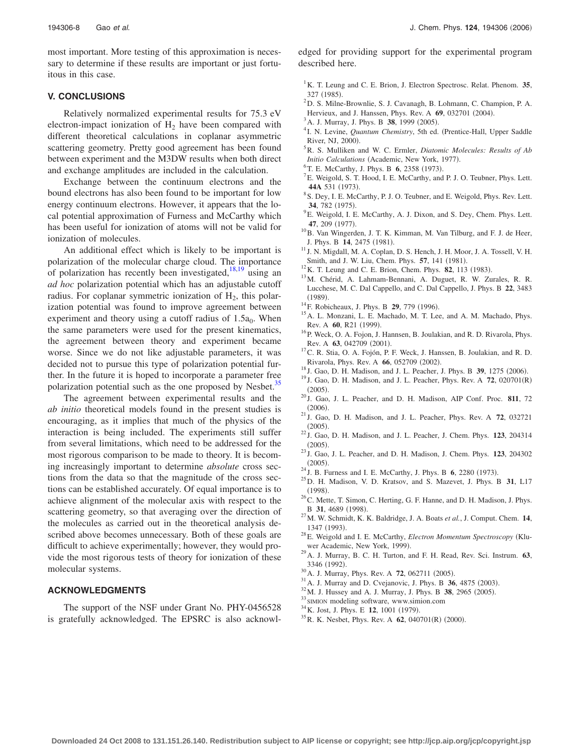most important. More testing of this approximation is necessary to determine if these results are important or just fortuitous in this case.

## V. CONCLUSIONS

Relatively normalized experimental results for 75.3 eV electron-impact ionization of $H_2$ have been compared with different theoretical calculations in coplanar asymmetric scattering geometry. Pretty good agreement has been found between experiment and the M3DW results when both direct and exchange amplitudes are included in the calculation.

Exchange between the continuum electrons and the bound electrons has also been found to be important for low energy continuum electrons. However, it appears that the local potential approximation of Furness and McCarthy which has been useful for ionization of atoms will not be valid for ionization of molecules.

An additional effect which is likely to be important is polarization of the molecular charge cloud. The importance of polarization has recently been investigated,[18,19] using an *ad hoc* polarization potential which has an adjustable cutoff radius. For coplanar symmetric ionization of $H_2$, this polarization potential was found to improve agreement between experiment and theory using a cutoff radius of $1.5a_0$. When the same parameters were used for the present kinematics, the agreement between theory and experiment became worse. Since we do not like adjustable parameters, it was decided not to pursue this type of polarization potential further. In the future it is hoped to incorporate a parameter free polarization potential such as the one proposed by Nesbet.[35]

The agreement between experimental results and the *ab initio* theoretical models found in the present studies is encouraging, as it implies that much of the physics of the interaction is being included. The experiments still suffer from several limitations, which need to be addressed for the most rigorous comparison to be made to theory. It is becoming increasingly important to determine *absolute* cross sections from the data so that the magnitude of the cross sections can be established accurately. Of equal importance is to achieve alignment of the molecular axis with respect to the scattering geometry, so that averaging over the direction of the molecules as carried out in the theoretical analysis described above becomes unnecessary. Both of these goals are difficult to achieve experimentally; however, they would provide the most rigorous tests of theory for ionization of these molecular systems.

## ACKNOWLEDGMENTS

The support of the NSF under Grant No. PHY-0456528 is gratefully acknowledged. The EPSRC is also acknowledged for providing support for the experimental program described here.

[1] K. T. Leung and C. E. Brion, J. Electron Spectrosc. Relat. Phenom. **35**, 327 (1985).
[2] D. S. Milne-Brownlie, S. J. Cavanagh, B. Lohmann, C. Champion, P. A. Hervieux, and J. Hanssen, Phys. Rev. A **69**, 032701 (2004).
[3] A. J. Murray, J. Phys. B **38**, 1999 (2005).
[4] I. N. Levine, *Quantum Chemistry*, 5th ed. (Prentice-Hall, Upper Saddle River, NJ, 2000).
[5] R. S. Mulliken and W. C. Ermler, *Diatomic Molecules: Results of Ab Initio Calculations* (Academic, New York, 1977).
[6] T. E. McCarthy, J. Phys. B **6**, 2358 (1973).
[7] E. Weigold, S. T. Hood, I. E. McCarthy, and P. J. O. Teubner, Phys. Lett. **44A** 531 (1973).
[8] S. Dey, I. E. McCarthy, P. J. O. Teubner, and E. Weigold, Phys. Rev. Lett. **34**, 782 (1975).
[9] E. Weigold, I. E. McCarthy, A. J. Dixon, and S. Dey, Chem. Phys. Lett. **47**, 209 (1977).
[10] B. Van Wingerden, J. T. K. Kimman, M. Van Tilburg, and F. J. de Heer, J. Phys. B **14**, 2475 (1981).
[11] J. N. Migdall, M. A. Coplan, D. S. Hench, J. H. Moor, J. A. Tossell, V. H. Smith, and J. W. Liu, Chem. Phys. **57**, 141 (1981).
[12] K. T. Leung and C. E. Brion, Chem. Phys. **82**, 113 (1983).
[13] M. Chérid, A. Lahmam-Bennani, A. Duguet, R. W. Zurales, R. R. Lucchese, M. C. Dal Cappello, and C. Dal Cappello, J. Phys. B **22**, 3483 (1989).
[14] F. Robicheaux, J. Phys. B **29**, 779 (1996).
[15] A. L. Monzani, L. E. Machado, M. T. Lee, and A. M. Machado, Phys. Rev. A **60**, R21 (1999).
[16] P. Weck, O. A. Fojon, J. Hannsen, B. Joulakian, and R. D. Rivarola, Phys. Rev. A **63**, 042709 (2001).
[17] C. R. Stia, O. A. Fojón, P. F. Weck, J. Hanssen, B. Joulakian, and R. D. Rivarola, Phys. Rev. A **66**, 052709 (2002).
[18] J. Gao, D. H. Madison, and J. L. Peacher, J. Phys. B **39**, 1275 (2006).
[19] J. Gao, D. H. Madison, and J. L. Peacher, Phys. Rev. A **72**, 020701(R) (2005).
[20] J. Gao, J. L. Peacher, and D. H. Madison, AIP Conf. Proc. **811**, 72 (2006).
[21] J. Gao, D. H. Madison, and J. L. Peacher, Phys. Rev. A **72**, 032721 (2005).
[22] J. Gao, D. H. Madison, and J. L. Peacher, J. Chem. Phys. **123**, 204314 (2005).
[23] J. Gao, J. L. Peacher, and D. H. Madison, J. Chem. Phys. **123**, 204302 (2005).
[24] J. B. Furness and I. E. McCarthy, J. Phys. B **6**, 2280 (1973).
[25] D. H. Madison, V. D. Kratsov, and S. Mazevet, J. Phys. B **31**, L17 (1998).
[26] C. Mette, T. Simon, C. Herting, G. F. Hanne, and D. H. Madison, J. Phys. B **31**, 4689 (1998).
[27] M. W. Schmidt, K. K. Baldridge, J. A. Boats *et al.*, J. Comput. Chem. **14**, 1347 (1993).
[28] E. Weigold and I. E. McCarthy, *Electron Momentum Spectroscopy* (Kluwer Academic, New York, 1999).
[29] A. J. Murray, B. C. H. Turton, and F. H. Read, Rev. Sci. Instrum. **63**, 3346 (1992).
[30] A. J. Murray, Phys. Rev. A **72**, 062711 (2005).
[31] A. J. Murray and D. Cvejanovic, J. Phys. B **36**, 4875 (2003).
[32] M. J. Hussey and A. J. Murray, J. Phys. B **38**, 2965 (2005).
[33] SIMION modeling software, www.simion.com
[34] K. Jost, J. Phys. E **12**, 1001 (1979).
[35] R. K. Nesbet, Phys. Rev. A **62**, 040701(R) (2000).